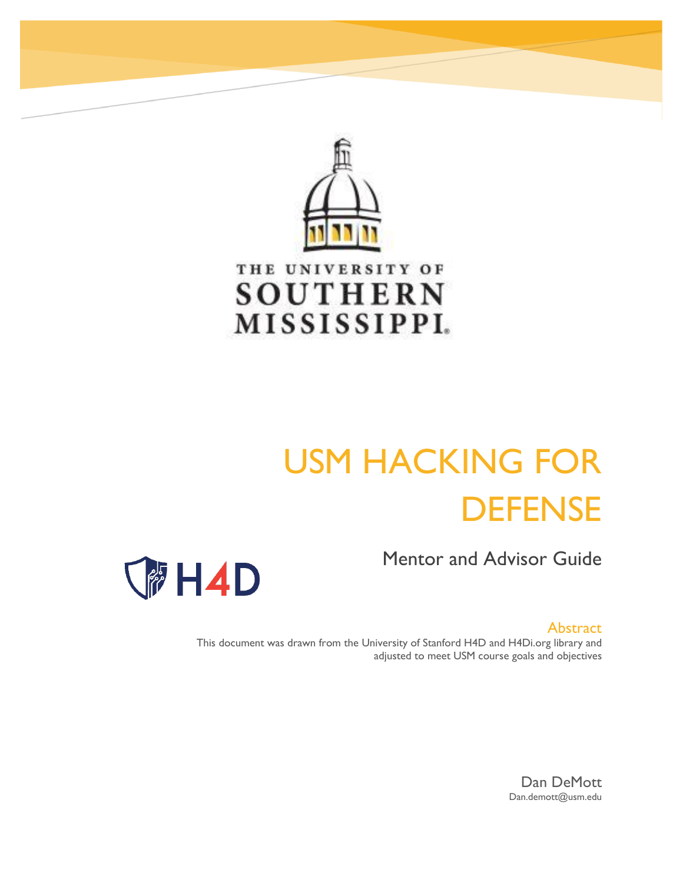THE UNIVERSITY OF SOUTHERN MISSISSIPPI

# USM HACKING FOR DEFENSE

## Mentor and Advisor Guide

H4D

### Abstract

This document was drawn from the University of Stanford H4D and H4Di.org library and adjusted to meet USM course goals and objectives

Dan DeMott
Dan.demott@usm.edu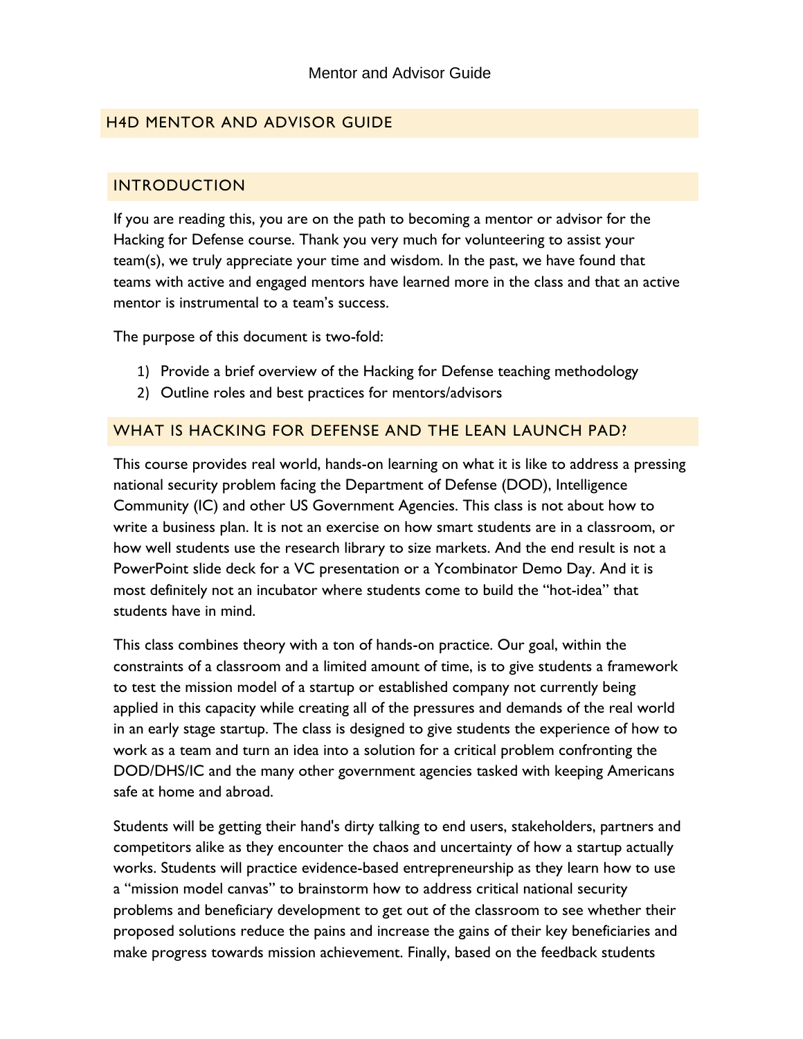## H4D MENTOR AND ADVISOR GUIDE

## INTRODUCTION

If you are reading this, you are on the path to becoming a mentor or advisor for the Hacking for Defense course. Thank you very much for volunteering to assist your team(s), we truly appreciate your time and wisdom. In the past, we have found that teams with active and engaged mentors have learned more in the class and that an active mentor is instrumental to a team's success.

The purpose of this document is two-fold:

1) Provide a brief overview of the Hacking for Defense teaching methodology
2) Outline roles and best practices for mentors/advisors

## WHAT IS HACKING FOR DEFENSE AND THE LEAN LAUNCH PAD?

This course provides real world, hands-on learning on what it is like to address a pressing national security problem facing the Department of Defense (DOD), Intelligence Community (IC) and other US Government Agencies. This class is not about how to write a business plan. It is not an exercise on how smart students are in a classroom, or how well students use the research library to size markets. And the end result is not a PowerPoint slide deck for a VC presentation or a Ycombinator Demo Day. And it is most definitely not an incubator where students come to build the "hot-idea" that students have in mind.

This class combines theory with a ton of hands-on practice. Our goal, within the constraints of a classroom and a limited amount of time, is to give students a framework to test the mission model of a startup or established company not currently being applied in this capacity while creating all of the pressures and demands of the real world in an early stage startup. The class is designed to give students the experience of how to work as a team and turn an idea into a solution for a critical problem confronting the DOD/DHS/IC and the many other government agencies tasked with keeping Americans safe at home and abroad.

Students will be getting their hand's dirty talking to end users, stakeholders, partners and competitors alike as they encounter the chaos and uncertainty of how a startup actually works. Students will practice evidence-based entrepreneurship as they learn how to use a "mission model canvas" to brainstorm how to address critical national security problems and beneficiary development to get out of the classroom to see whether their proposed solutions reduce the pains and increase the gains of their key beneficiaries and make progress towards mission achievement. Finally, based on the feedback students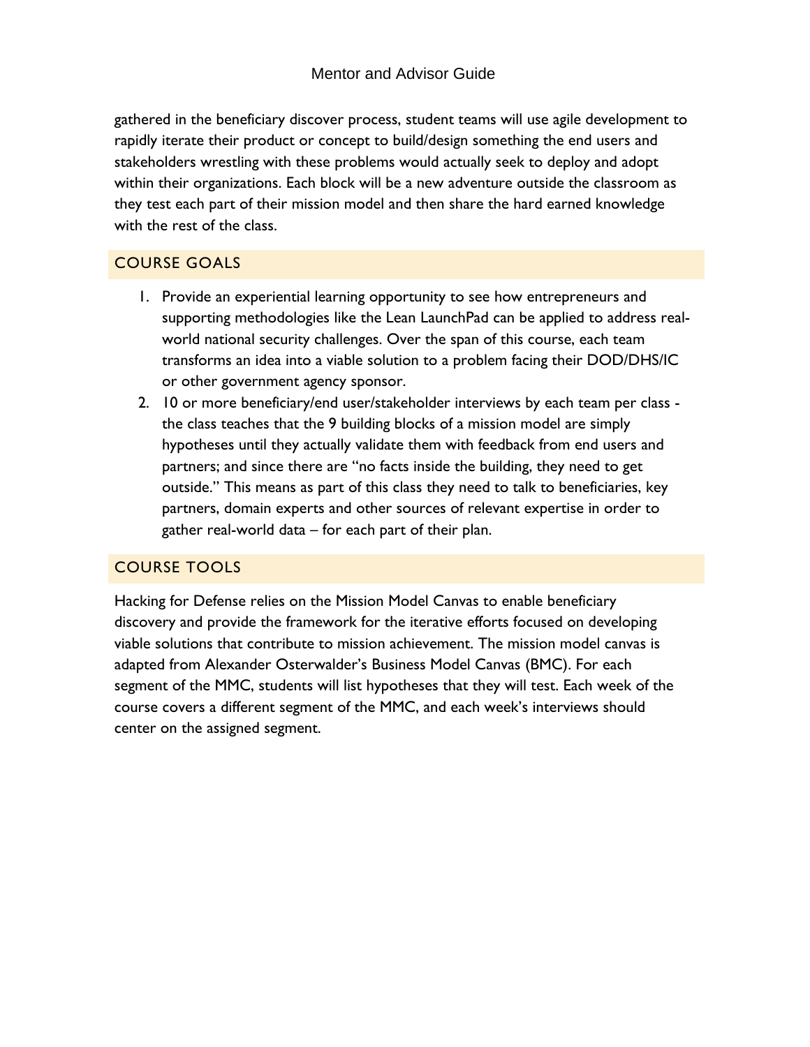gathered in the beneficiary discover process, student teams will use agile development to rapidly iterate their product or concept to build/design something the end users and stakeholders wrestling with these problems would actually seek to deploy and adopt within their organizations. Each block will be a new adventure outside the classroom as they test each part of their mission model and then share the hard earned knowledge with the rest of the class.

## COURSE GOALS

1. Provide an experiential learning opportunity to see how entrepreneurs and supporting methodologies like the Lean LaunchPad can be applied to address real-world national security challenges. Over the span of this course, each team transforms an idea into a viable solution to a problem facing their DOD/DHS/IC or other government agency sponsor.
2. 10 or more beneficiary/end user/stakeholder interviews by each team per class - the class teaches that the 9 building blocks of a mission model are simply hypotheses until they actually validate them with feedback from end users and partners; and since there are "no facts inside the building, they need to get outside." This means as part of this class they need to talk to beneficiaries, key partners, domain experts and other sources of relevant expertise in order to gather real-world data – for each part of their plan.

## COURSE TOOLS

Hacking for Defense relies on the Mission Model Canvas to enable beneficiary discovery and provide the framework for the iterative efforts focused on developing viable solutions that contribute to mission achievement. The mission model canvas is adapted from Alexander Osterwalder's Business Model Canvas (BMC). For each segment of the MMC, students will list hypotheses that they will test. Each week of the course covers a different segment of the MMC, and each week's interviews should center on the assigned segment.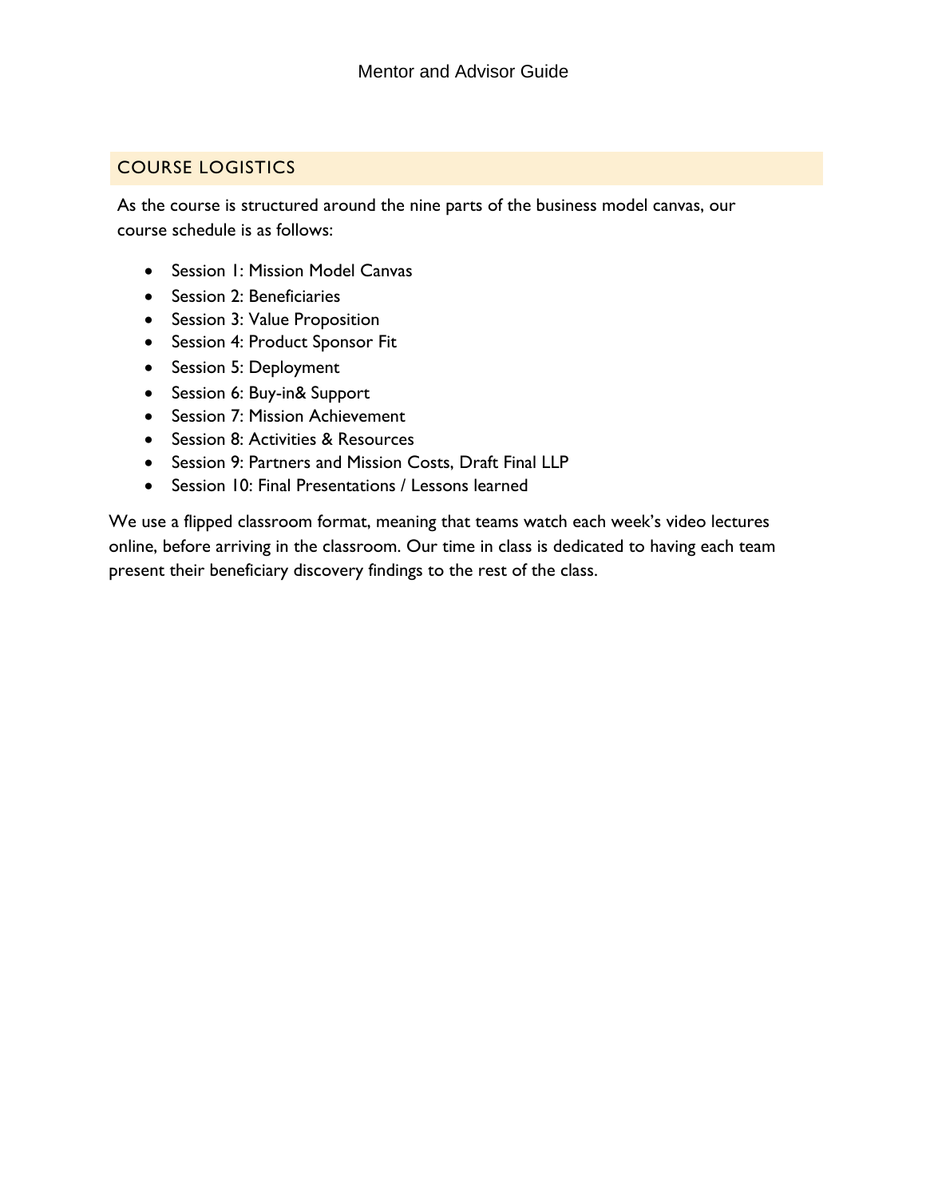## COURSE LOGISTICS

As the course is structured around the nine parts of the business model canvas, our course schedule is as follows:

- Session 1: Mission Model Canvas
- Session 2: Beneficiaries
- Session 3: Value Proposition
- Session 4: Product Sponsor Fit
- Session 5: Deployment
- Session 6: Buy-in& Support
- Session 7: Mission Achievement
- Session 8: Activities & Resources
- Session 9: Partners and Mission Costs, Draft Final LLP
- Session 10: Final Presentations / Lessons learned

We use a flipped classroom format, meaning that teams watch each week's video lectures online, before arriving in the classroom. Our time in class is dedicated to having each team present their beneficiary discovery findings to the rest of the class.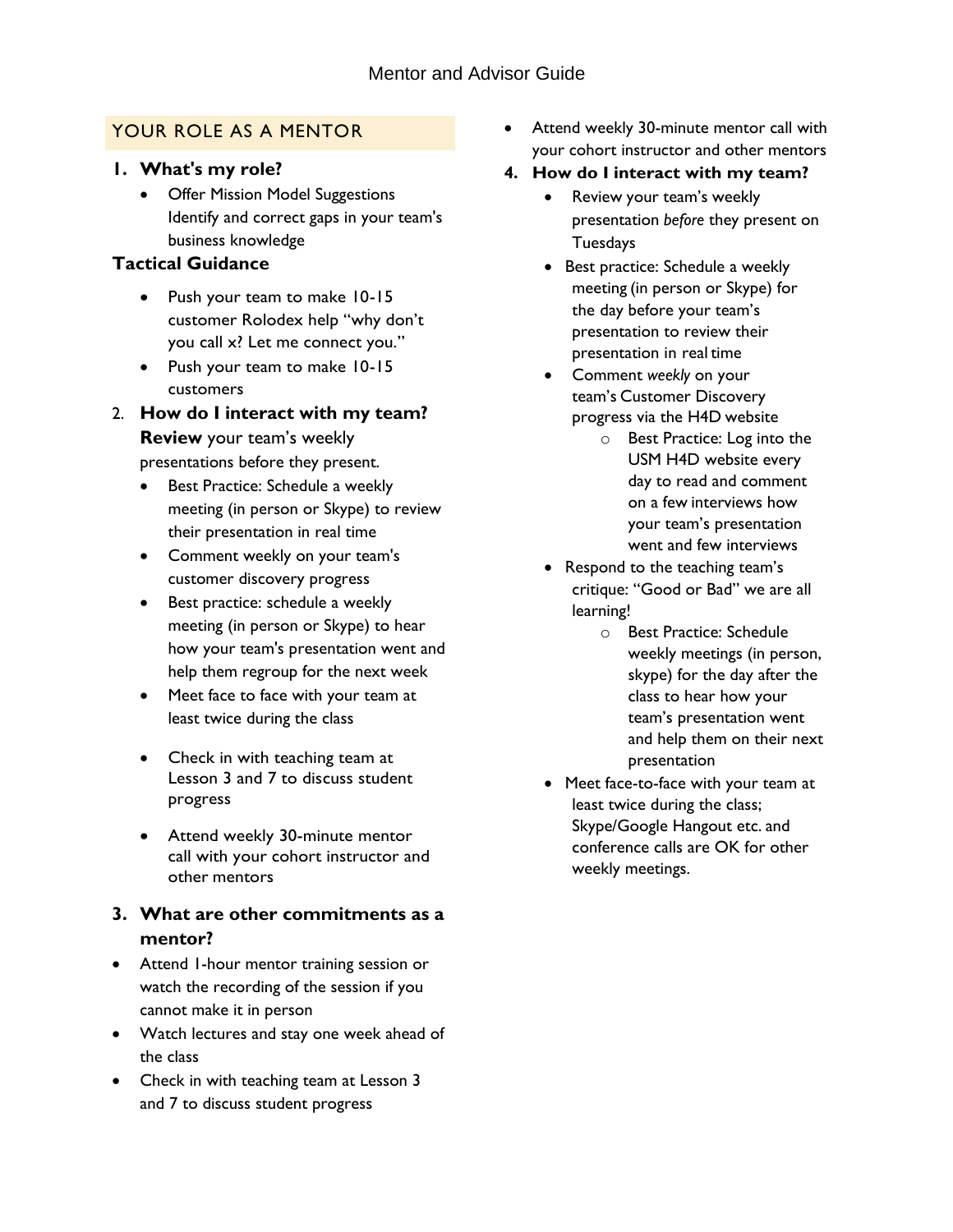# Mentor and Advisor Guide

## YOUR ROLE AS A MENTOR

### 1. What's my role?

- Offer Mission Model Suggestions Identify and correct gaps in your team's business knowledge

### Tactical Guidance

- Push your team to make 10-15 customer Rolodex help "why don't you call x? Let me connect you."
- Push your team to make 10-15 customers

### 2. How do I interact with my team?

**Review** your team's weekly presentations before they present.

- Best Practice: Schedule a weekly meeting (in person or Skype) to review their presentation in real time
- Comment weekly on your team's customer discovery progress
- Best practice: schedule a weekly meeting (in person or Skype) to hear how your team's presentation went and help them regroup for the next week
- Meet face to face with your team at least twice during the class
- Check in with teaching team at Lesson 3 and 7 to discuss student progress
- Attend weekly 30-minute mentor call with your cohort instructor and other mentors

### 3. What are other commitments as a mentor?

- Attend 1-hour mentor training session or watch the recording of the session if you cannot make it in person
- Watch lectures and stay one week ahead of the class
- Check in with teaching team at Lesson 3 and 7 to discuss student progress
- Attend weekly 30-minute mentor call with your cohort instructor and other mentors

### 4. How do I interact with my team?

- Review your team's weekly presentation *before* they present on Tuesdays
- Best practice: Schedule a weekly meeting (in person or Skype) for the day before your team's presentation to review their presentation in real time
- Comment *weekly* on your team's Customer Discovery progress via the H4D website
  - Best Practice: Log into the USM H4D website every day to read and comment on a few interviews how your team's presentation went and few interviews
- Respond to the teaching team's critique: "Good or Bad" we are all learning!
  - Best Practice: Schedule weekly meetings (in person, skype) for the day after the class to hear how your team's presentation went and help them on their next presentation
- Meet face-to-face with your team at least twice during the class; Skype/Google Hangout etc. and conference calls are OK for other weekly meetings.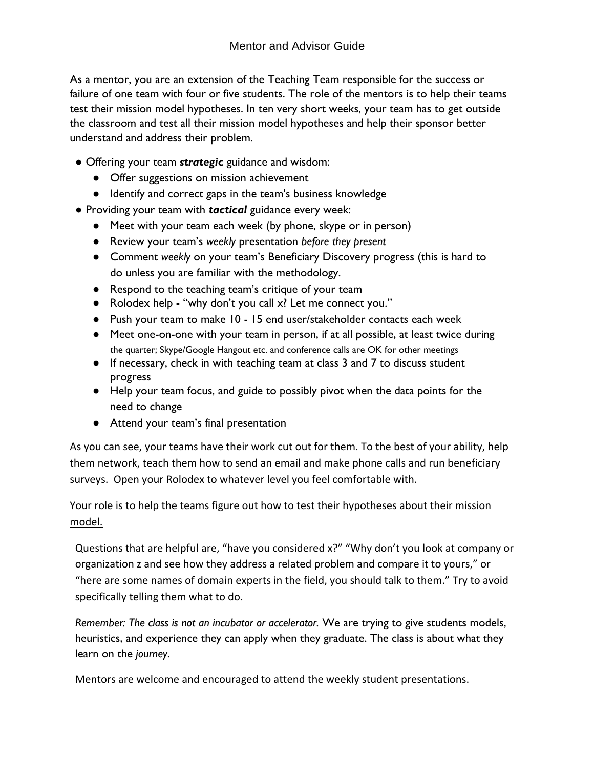# Mentor and Advisor Guide

As a mentor, you are an extension of the Teaching Team responsible for the success or failure of one team with four or five students. The role of the mentors is to help their teams test their mission model hypotheses. In ten very short weeks, your team has to get outside the classroom and test all their mission model hypotheses and help their sponsor better understand and address their problem.

- Offering your team ***strategic*** guidance and wisdom:
    - Offer suggestions on mission achievement
    - Identify and correct gaps in the team's business knowledge
- Providing your team with ***tactical*** guidance every week:
    - Meet with your team each week (by phone, skype or in person)
    - Review your team's *weekly* presentation *before they present*
    - Comment *weekly* on your team's Beneficiary Discovery progress (this is hard to do unless you are familiar with the methodology.
    - Respond to the teaching team's critique of your team
    - Rolodex help - "why don't you call x? Let me connect you."
    - Push your team to make 10 - 15 end user/stakeholder contacts each week
    - Meet one-on-one with your team in person, if at all possible, at least twice during the quarter; Skype/Google Hangout etc. and conference calls are OK for other meetings
    - If necessary, check in with teaching team at class 3 and 7 to discuss student progress
    - Help your team focus, and guide to possibly pivot when the data points for the need to change
    - Attend your team's final presentation

As you can see, your teams have their work cut out for them. To the best of your ability, help them network, teach them how to send an email and make phone calls and run beneficiary surveys. Open your Rolodex to whatever level you feel comfortable with.

Your role is to help the <u>teams figure out how to test their hypotheses about their mission model.</u>

Questions that are helpful are, "have you considered x?" "Why don't you look at company or organization z and see how they address a related problem and compare it to yours," or "here are some names of domain experts in the field, you should talk to them." Try to avoid specifically telling them what to do.

*Remember: The class is not an incubator or accelerator.* We are trying to give students models, heuristics, and experience they can apply when they graduate. The class is about what they learn on the *journey*.

Mentors are welcome and encouraged to attend the weekly student presentations.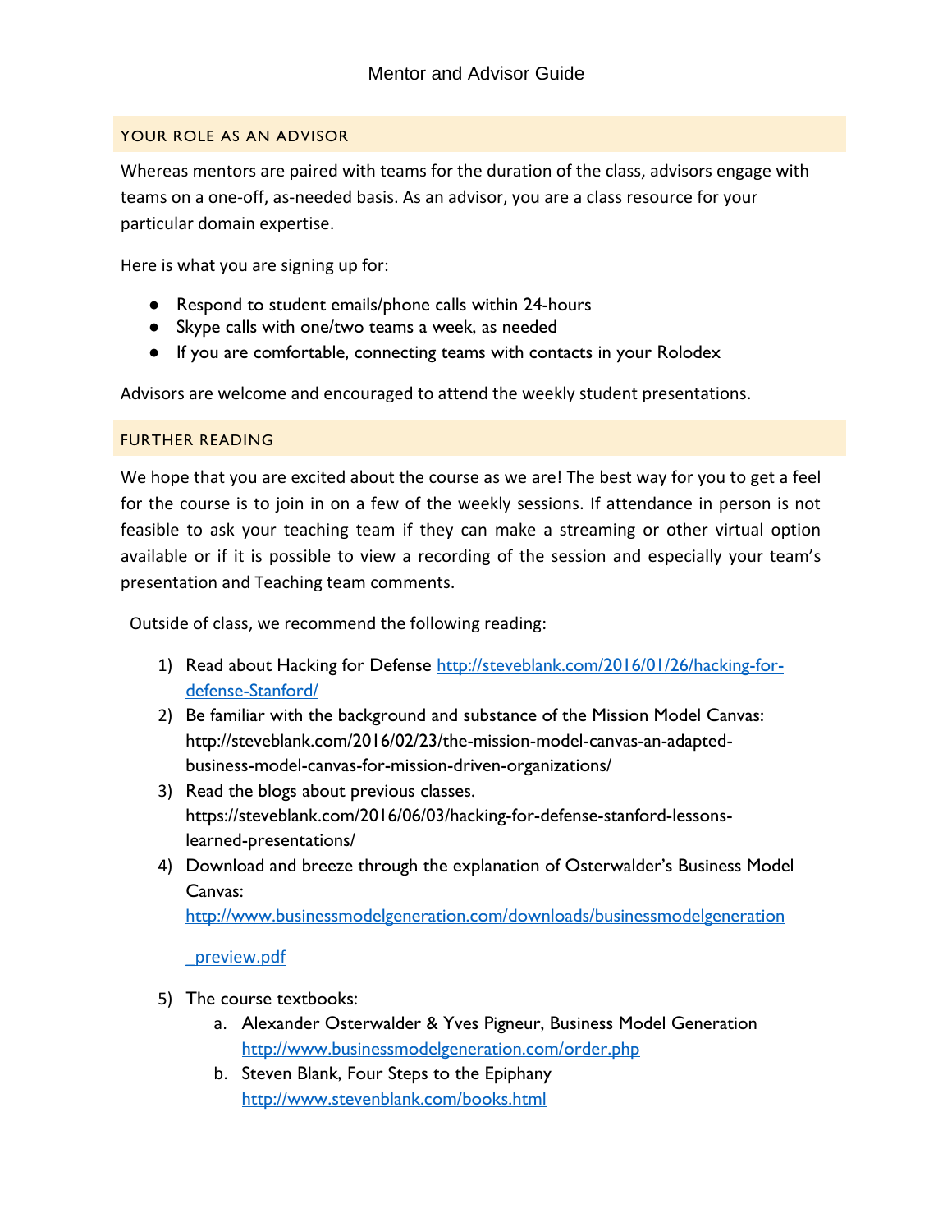Mentor and Advisor Guide

## YOUR ROLE AS AN ADVISOR

Whereas mentors are paired with teams for the duration of the class, advisors engage with teams on a one-off, as-needed basis. As an advisor, you are a class resource for your particular domain expertise.

Here is what you are signing up for:

- Respond to student emails/phone calls within 24-hours
- Skype calls with one/two teams a week, as needed
- If you are comfortable, connecting teams with contacts in your Rolodex

Advisors are welcome and encouraged to attend the weekly student presentations.

## FURTHER READING

We hope that you are excited about the course as we are! The best way for you to get a feel for the course is to join in on a few of the weekly sessions. If attendance in person is not feasible to ask your teaching team if they can make a streaming or other virtual option available or if it is possible to view a recording of the session and especially your team's presentation and Teaching team comments.

Outside of class, we recommend the following reading:

1) Read about Hacking for Defense http://steveblank.com/2016/01/26/hacking-for-defense-Stanford/
2) Be familiar with the background and substance of the Mission Model Canvas: http://steveblank.com/2016/02/23/the-mission-model-canvas-an-adapted-business-model-canvas-for-mission-driven-organizations/
3) Read the blogs about previous classes. https://steveblank.com/2016/06/03/hacking-for-defense-stanford-lessons-learned-presentations/
4) Download and breeze through the explanation of Osterwalder's Business Model Canvas: http://www.businessmodelgeneration.com/downloads/businessmodelgeneration_preview.pdf
5) The course textbooks:
   a. Alexander Osterwalder & Yves Pigneur, Business Model Generation http://www.businessmodelgeneration.com/order.php
   b. Steven Blank, Four Steps to the Epiphany http://www.stevenblank.com/books.html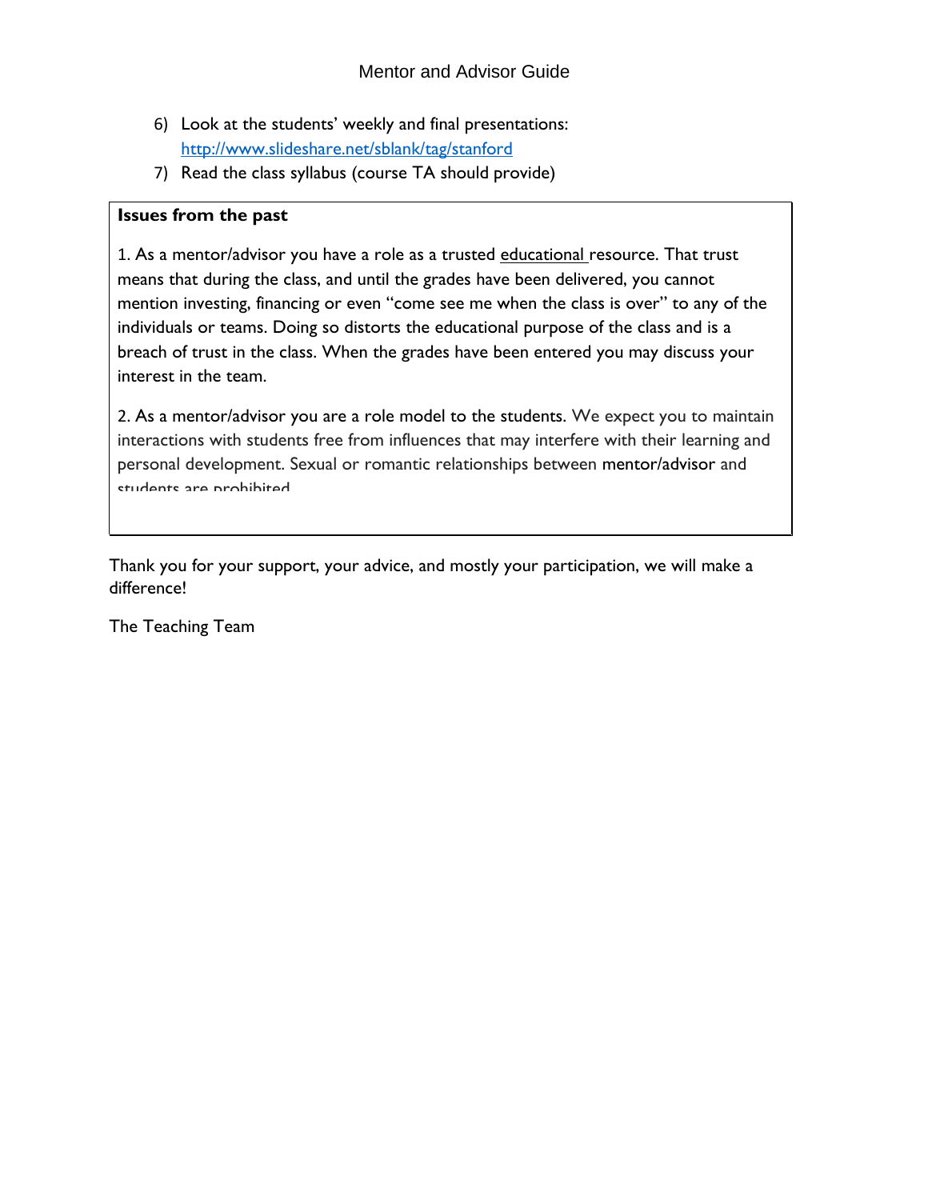6) Look at the students' weekly and final presentations: http://www.slideshare.net/sblank/tag/stanford
7) Read the class syllabus (course TA should provide)

**Issues from the past**

1. As a mentor/advisor you have a role as a trusted educational resource. That trust means that during the class, and until the grades have been delivered, you cannot mention investing, financing or even "come see me when the class is over" to any of the individuals or teams. Doing so distorts the educational purpose of the class and is a breach of trust in the class. When the grades have been entered you may discuss your interest in the team.

2. As a mentor/advisor you are a role model to the students. We expect you to maintain interactions with students free from influences that may interfere with their learning and personal development. Sexual or romantic relationships between mentor/advisor and students are prohibited

Thank you for your support, your advice, and mostly your participation, we will make a difference!

The Teaching Team